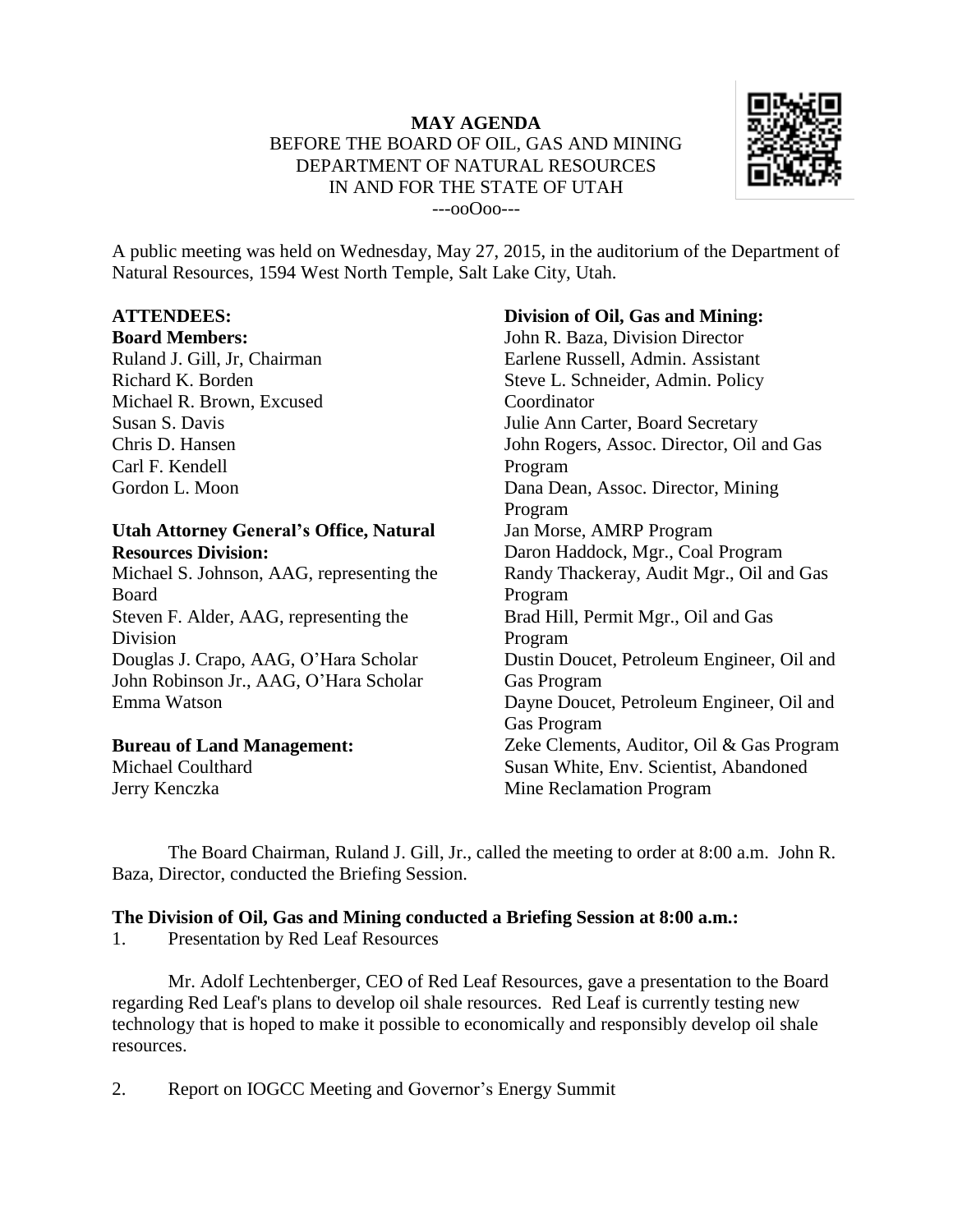**MAY AGENDA**
BEFORE THE BOARD OF OIL, GAS AND MINING
DEPARTMENT OF NATURAL RESOURCES
IN AND FOR THE STATE OF UTAH
---ooOoo---

A public meeting was held on Wednesday, May 27, 2015, in the auditorium of the Department of Natural Resources, 1594 West North Temple, Salt Lake City, Utah.

**ATTENDEES:**

**Board Members:**
Ruland J. Gill, Jr, Chairman
Richard K. Borden
Michael R. Brown, Excused
Susan S. Davis
Chris D. Hansen
Carl F. Kendell
Gordon L. Moon

**Utah Attorney General's Office, Natural Resources Division:**
Michael S. Johnson, AAG, representing the Board
Steven F. Alder, AAG, representing the Division
Douglas J. Crapo, AAG, O'Hara Scholar
John Robinson Jr., AAG, O'Hara Scholar
Emma Watson

**Bureau of Land Management:**
Michael Coulthard
Jerry Kenczka

**Division of Oil, Gas and Mining:**
John R. Baza, Division Director
Earlene Russell, Admin. Assistant
Steve L. Schneider, Admin. Policy Coordinator
Julie Ann Carter, Board Secretary
John Rogers, Assoc. Director, Oil and Gas Program
Dana Dean, Assoc. Director, Mining Program
Jan Morse, AMRP Program
Daron Haddock, Mgr., Coal Program
Randy Thackeray, Audit Mgr., Oil and Gas Program
Brad Hill, Permit Mgr., Oil and Gas Program
Dustin Doucet, Petroleum Engineer, Oil and Gas Program
Dayne Doucet, Petroleum Engineer, Oil and Gas Program
Zeke Clements, Auditor, Oil & Gas Program
Susan White, Env. Scientist, Abandoned Mine Reclamation Program

The Board Chairman, Ruland J. Gill, Jr., called the meeting to order at 8:00 a.m. John R. Baza, Director, conducted the Briefing Session.

**The Division of Oil, Gas and Mining conducted a Briefing Session at 8:00 a.m.:**

1. Presentation by Red Leaf Resources

Mr. Adolf Lechtenberger, CEO of Red Leaf Resources, gave a presentation to the Board regarding Red Leaf's plans to develop oil shale resources. Red Leaf is currently testing new technology that is hoped to make it possible to economically and responsibly develop oil shale resources.

2. Report on IOGCC Meeting and Governor's Energy Summit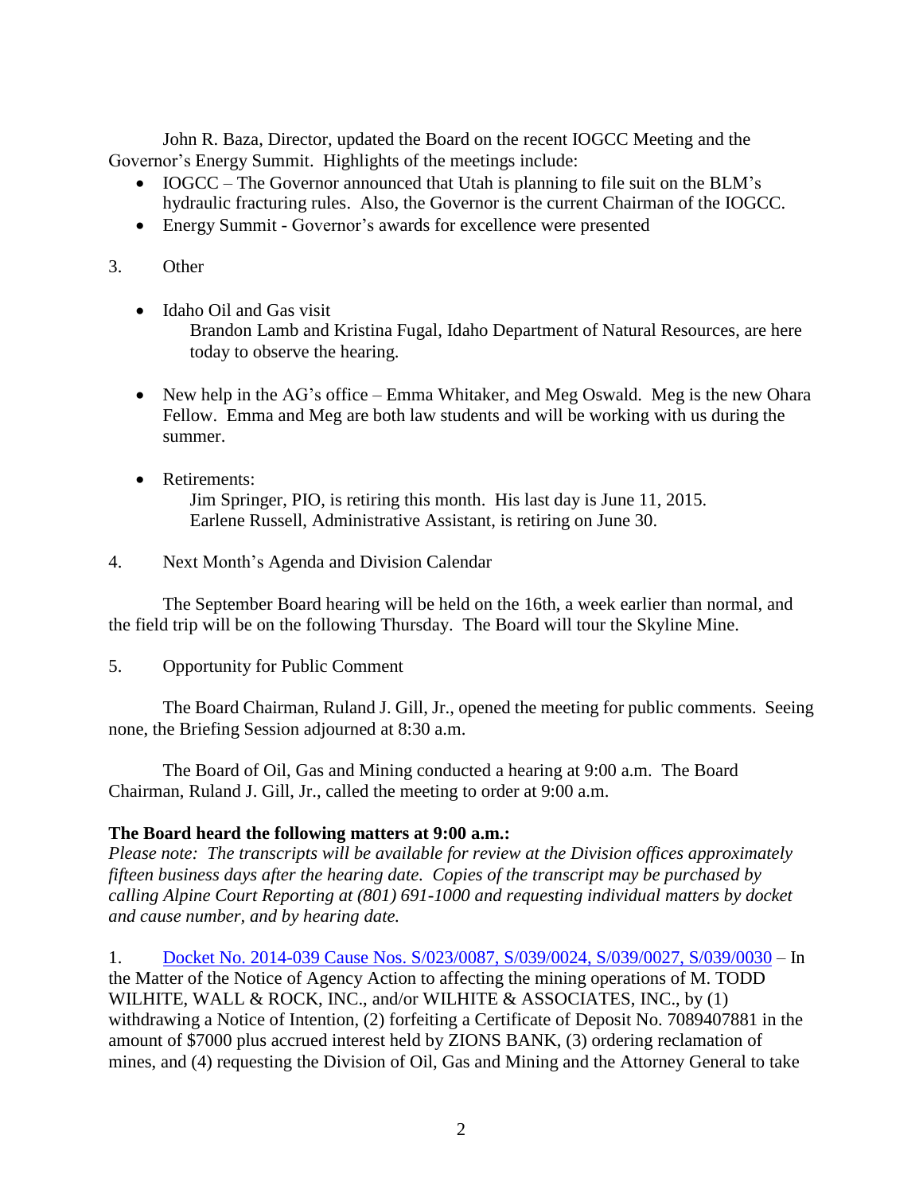John R. Baza, Director, updated the Board on the recent IOGCC Meeting and the Governor's Energy Summit. Highlights of the meetings include:

- IOGCC – The Governor announced that Utah is planning to file suit on the BLM's hydraulic fracturing rules. Also, the Governor is the current Chairman of the IOGCC.
- Energy Summit - Governor's awards for excellence were presented

3. Other

- Idaho Oil and Gas visit
  Brandon Lamb and Kristina Fugal, Idaho Department of Natural Resources, are here today to observe the hearing.

- New help in the AG's office – Emma Whitaker, and Meg Oswald. Meg is the new Ohara Fellow. Emma and Meg are both law students and will be working with us during the summer.

- Retirements:
  Jim Springer, PIO, is retiring this month. His last day is June 11, 2015.
  Earlene Russell, Administrative Assistant, is retiring on June 30.

4. Next Month's Agenda and Division Calendar

The September Board hearing will be held on the 16th, a week earlier than normal, and the field trip will be on the following Thursday. The Board will tour the Skyline Mine.

5. Opportunity for Public Comment

The Board Chairman, Ruland J. Gill, Jr., opened the meeting for public comments. Seeing none, the Briefing Session adjourned at 8:30 a.m.

The Board of Oil, Gas and Mining conducted a hearing at 9:00 a.m. The Board Chairman, Ruland J. Gill, Jr., called the meeting to order at 9:00 a.m.

**The Board heard the following matters at 9:00 a.m.:**

*Please note: The transcripts will be available for review at the Division offices approximately fifteen business days after the hearing date. Copies of the transcript may be purchased by calling Alpine Court Reporting at (801) 691-1000 and requesting individual matters by docket and cause number, and by hearing date.*

1. Docket No. 2014-039 Cause Nos. S/023/0087, S/039/0024, S/039/0027, S/039/0030 – In the Matter of the Notice of Agency Action to affecting the mining operations of M. TODD WILHITE, WALL & ROCK, INC., and/or WILHITE & ASSOCIATES, INC., by (1) withdrawing a Notice of Intention, (2) forfeiting a Certificate of Deposit No. 7089407881 in the amount of $7000 plus accrued interest held by ZIONS BANK, (3) ordering reclamation of mines, and (4) requesting the Division of Oil, Gas and Mining and the Attorney General to take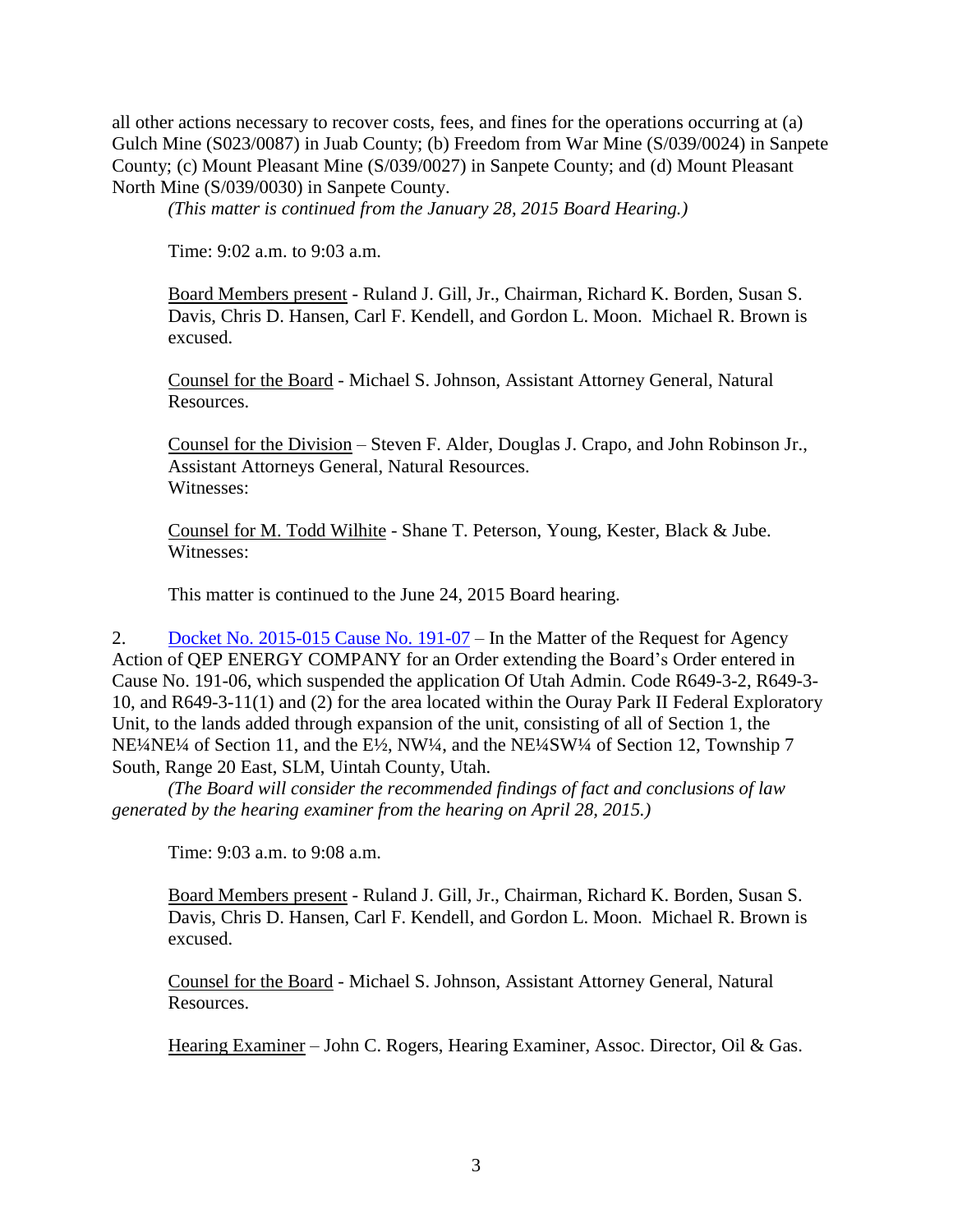all other actions necessary to recover costs, fees, and fines for the operations occurring at (a) Gulch Mine (S023/0087) in Juab County; (b) Freedom from War Mine (S/039/0024) in Sanpete County; (c) Mount Pleasant Mine (S/039/0027) in Sanpete County; and (d) Mount Pleasant North Mine (S/039/0030) in Sanpete County.

*(This matter is continued from the January 28, 2015 Board Hearing.)*

Time: 9:02 a.m. to 9:03 a.m.

Board Members present - Ruland J. Gill, Jr., Chairman, Richard K. Borden, Susan S. Davis, Chris D. Hansen, Carl F. Kendell, and Gordon L. Moon. Michael R. Brown is excused.

Counsel for the Board - Michael S. Johnson, Assistant Attorney General, Natural Resources.

Counsel for the Division – Steven F. Alder, Douglas J. Crapo, and John Robinson Jr., Assistant Attorneys General, Natural Resources.
Witnesses:

Counsel for M. Todd Wilhite - Shane T. Peterson, Young, Kester, Black & Jube.
Witnesses:

This matter is continued to the June 24, 2015 Board hearing.

2. Docket No. 2015-015 Cause No. 191-07 – In the Matter of the Request for Agency Action of QEP ENERGY COMPANY for an Order extending the Board's Order entered in Cause No. 191-06, which suspended the application Of Utah Admin. Code R649-3-2, R649-3-10, and R649-3-11(1) and (2) for the area located within the Ouray Park II Federal Exploratory Unit, to the lands added through expansion of the unit, consisting of all of Section 1, the NE¼NE¼ of Section 11, and the E½, NW¼, and the NE¼SW¼ of Section 12, Township 7 South, Range 20 East, SLM, Uintah County, Utah.

*(The Board will consider the recommended findings of fact and conclusions of law generated by the hearing examiner from the hearing on April 28, 2015.)*

Time: 9:03 a.m. to 9:08 a.m.

Board Members present - Ruland J. Gill, Jr., Chairman, Richard K. Borden, Susan S. Davis, Chris D. Hansen, Carl F. Kendell, and Gordon L. Moon. Michael R. Brown is excused.

Counsel for the Board - Michael S. Johnson, Assistant Attorney General, Natural Resources.

Hearing Examiner – John C. Rogers, Hearing Examiner, Assoc. Director, Oil & Gas.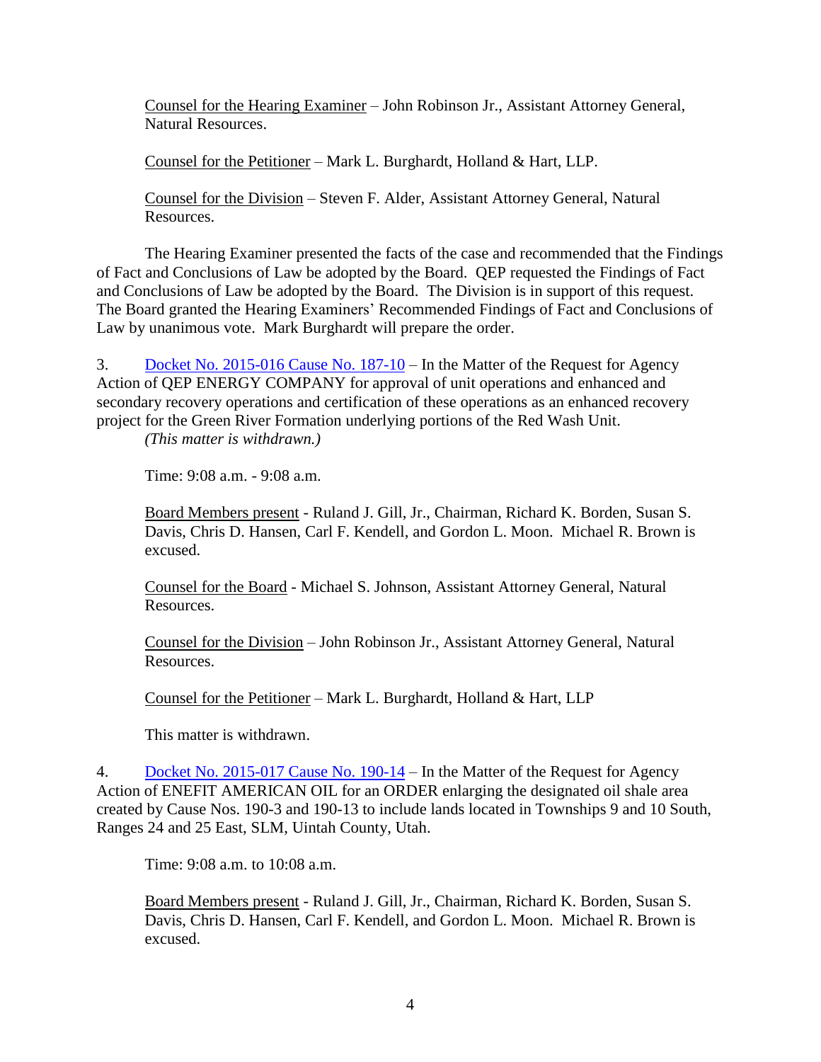Counsel for the Hearing Examiner – John Robinson Jr., Assistant Attorney General, Natural Resources.

Counsel for the Petitioner – Mark L. Burghardt, Holland & Hart, LLP.

Counsel for the Division – Steven F. Alder, Assistant Attorney General, Natural Resources.

The Hearing Examiner presented the facts of the case and recommended that the Findings of Fact and Conclusions of Law be adopted by the Board. QEP requested the Findings of Fact and Conclusions of Law be adopted by the Board. The Division is in support of this request. The Board granted the Hearing Examiners' Recommended Findings of Fact and Conclusions of Law by unanimous vote. Mark Burghardt will prepare the order.

3. Docket No. 2015-016 Cause No. 187-10 – In the Matter of the Request for Agency Action of QEP ENERGY COMPANY for approval of unit operations and enhanced and secondary recovery operations and certification of these operations as an enhanced recovery project for the Green River Formation underlying portions of the Red Wash Unit.
*(This matter is withdrawn.)*

Time: 9:08 a.m. - 9:08 a.m.

Board Members present - Ruland J. Gill, Jr., Chairman, Richard K. Borden, Susan S. Davis, Chris D. Hansen, Carl F. Kendell, and Gordon L. Moon. Michael R. Brown is excused.

Counsel for the Board - Michael S. Johnson, Assistant Attorney General, Natural Resources.

Counsel for the Division – John Robinson Jr., Assistant Attorney General, Natural Resources.

Counsel for the Petitioner – Mark L. Burghardt, Holland & Hart, LLP

This matter is withdrawn.

4. Docket No. 2015-017 Cause No. 190-14 – In the Matter of the Request for Agency Action of ENEFIT AMERICAN OIL for an ORDER enlarging the designated oil shale area created by Cause Nos. 190-3 and 190-13 to include lands located in Townships 9 and 10 South, Ranges 24 and 25 East, SLM, Uintah County, Utah.

Time: 9:08 a.m. to 10:08 a.m.

Board Members present - Ruland J. Gill, Jr., Chairman, Richard K. Borden, Susan S. Davis, Chris D. Hansen, Carl F. Kendell, and Gordon L. Moon. Michael R. Brown is excused.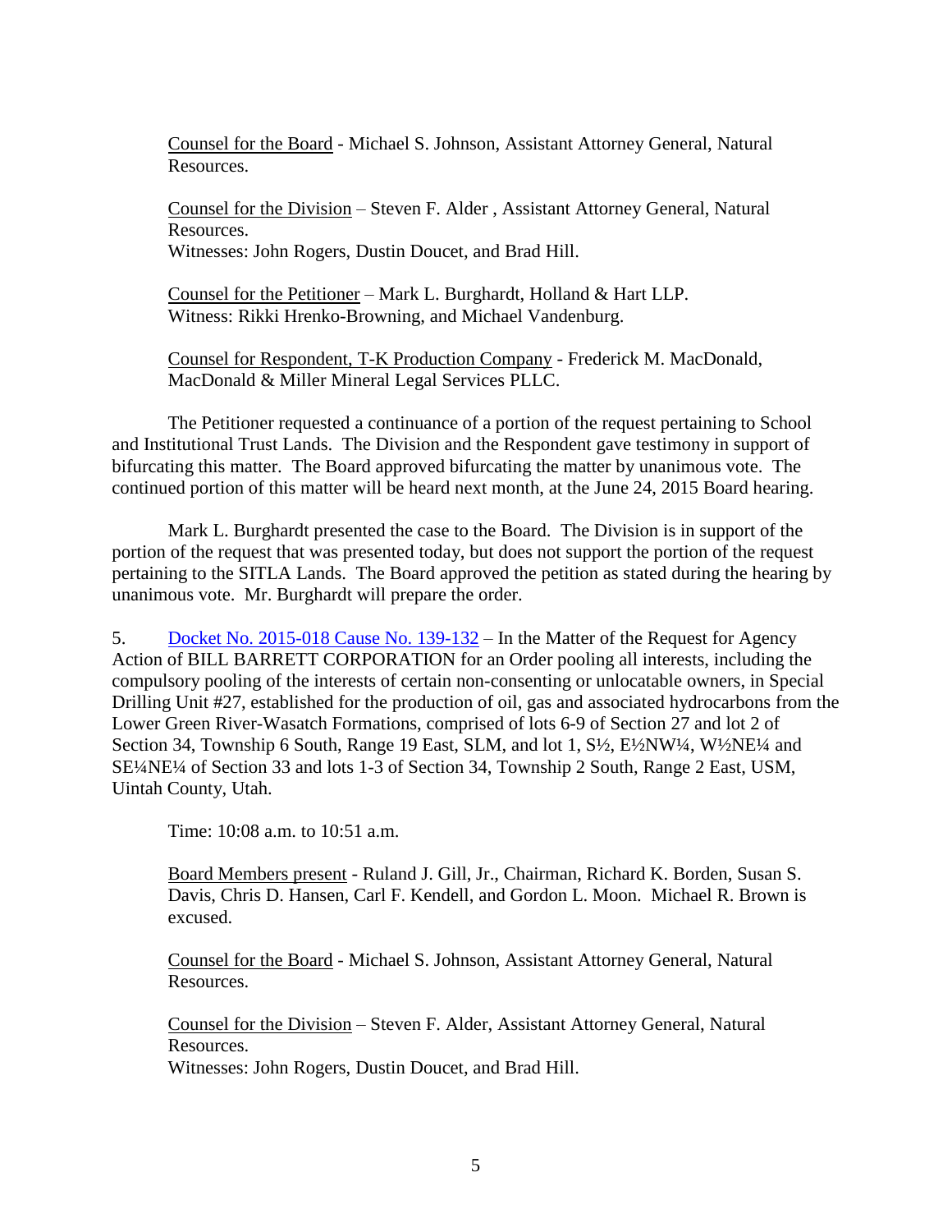Counsel for the Board - Michael S. Johnson, Assistant Attorney General, Natural Resources.

Counsel for the Division – Steven F. Alder , Assistant Attorney General, Natural Resources.
Witnesses: John Rogers, Dustin Doucet, and Brad Hill.

Counsel for the Petitioner – Mark L. Burghardt, Holland & Hart LLP.
Witness: Rikki Hrenko-Browning, and Michael Vandenburg.

Counsel for Respondent, T-K Production Company - Frederick M. MacDonald, MacDonald & Miller Mineral Legal Services PLLC.

The Petitioner requested a continuance of a portion of the request pertaining to School and Institutional Trust Lands. The Division and the Respondent gave testimony in support of bifurcating this matter. The Board approved bifurcating the matter by unanimous vote. The continued portion of this matter will be heard next month, at the June 24, 2015 Board hearing.

Mark L. Burghardt presented the case to the Board. The Division is in support of the portion of the request that was presented today, but does not support the portion of the request pertaining to the SITLA Lands. The Board approved the petition as stated during the hearing by unanimous vote. Mr. Burghardt will prepare the order.

5. Docket No. 2015-018 Cause No. 139-132 – In the Matter of the Request for Agency Action of BILL BARRETT CORPORATION for an Order pooling all interests, including the compulsory pooling of the interests of certain non-consenting or unlocatable owners, in Special Drilling Unit #27, established for the production of oil, gas and associated hydrocarbons from the Lower Green River-Wasatch Formations, comprised of lots 6-9 of Section 27 and lot 2 of Section 34, Township 6 South, Range 19 East, SLM, and lot 1, S½, E½NW¼, W½NE¼ and SE¼NE¼ of Section 33 and lots 1-3 of Section 34, Township 2 South, Range 2 East, USM, Uintah County, Utah.

Time: 10:08 a.m. to 10:51 a.m.

Board Members present - Ruland J. Gill, Jr., Chairman, Richard K. Borden, Susan S. Davis, Chris D. Hansen, Carl F. Kendell, and Gordon L. Moon. Michael R. Brown is excused.

Counsel for the Board - Michael S. Johnson, Assistant Attorney General, Natural Resources.

Counsel for the Division – Steven F. Alder, Assistant Attorney General, Natural Resources.
Witnesses: John Rogers, Dustin Doucet, and Brad Hill.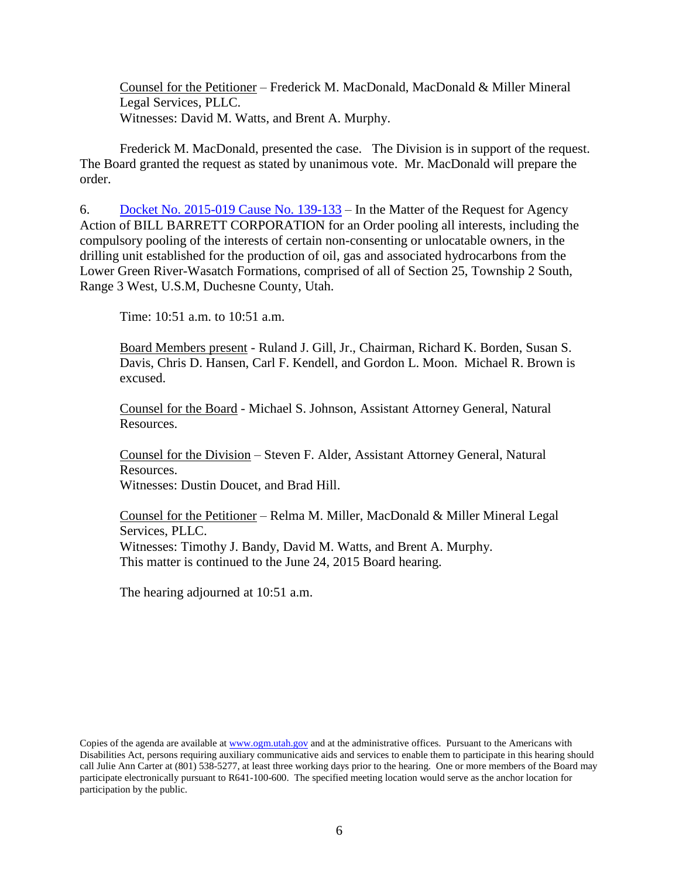Counsel for the Petitioner – Frederick M. MacDonald, MacDonald & Miller Mineral Legal Services, PLLC.
Witnesses: David M. Watts, and Brent A. Murphy.

Frederick M. MacDonald, presented the case. The Division is in support of the request. The Board granted the request as stated by unanimous vote. Mr. MacDonald will prepare the order.

6. Docket No. 2015-019 Cause No. 139-133 – In the Matter of the Request for Agency Action of BILL BARRETT CORPORATION for an Order pooling all interests, including the compulsory pooling of the interests of certain non-consenting or unlocatable owners, in the drilling unit established for the production of oil, gas and associated hydrocarbons from the Lower Green River-Wasatch Formations, comprised of all of Section 25, Township 2 South, Range 3 West, U.S.M, Duchesne County, Utah.

Time: 10:51 a.m. to 10:51 a.m.

Board Members present - Ruland J. Gill, Jr., Chairman, Richard K. Borden, Susan S. Davis, Chris D. Hansen, Carl F. Kendell, and Gordon L. Moon. Michael R. Brown is excused.

Counsel for the Board - Michael S. Johnson, Assistant Attorney General, Natural Resources.

Counsel for the Division – Steven F. Alder, Assistant Attorney General, Natural Resources.
Witnesses: Dustin Doucet, and Brad Hill.

Counsel for the Petitioner – Relma M. Miller, MacDonald & Miller Mineral Legal Services, PLLC.
Witnesses: Timothy J. Bandy, David M. Watts, and Brent A. Murphy.
This matter is continued to the June 24, 2015 Board hearing.

The hearing adjourned at 10:51 a.m.

Copies of the agenda are available at www.ogm.utah.gov and at the administrative offices. Pursuant to the Americans with Disabilities Act, persons requiring auxiliary communicative aids and services to enable them to participate in this hearing should call Julie Ann Carter at (801) 538-5277, at least three working days prior to the hearing. One or more members of the Board may participate electronically pursuant to R641-100-600. The specified meeting location would serve as the anchor location for participation by the public.